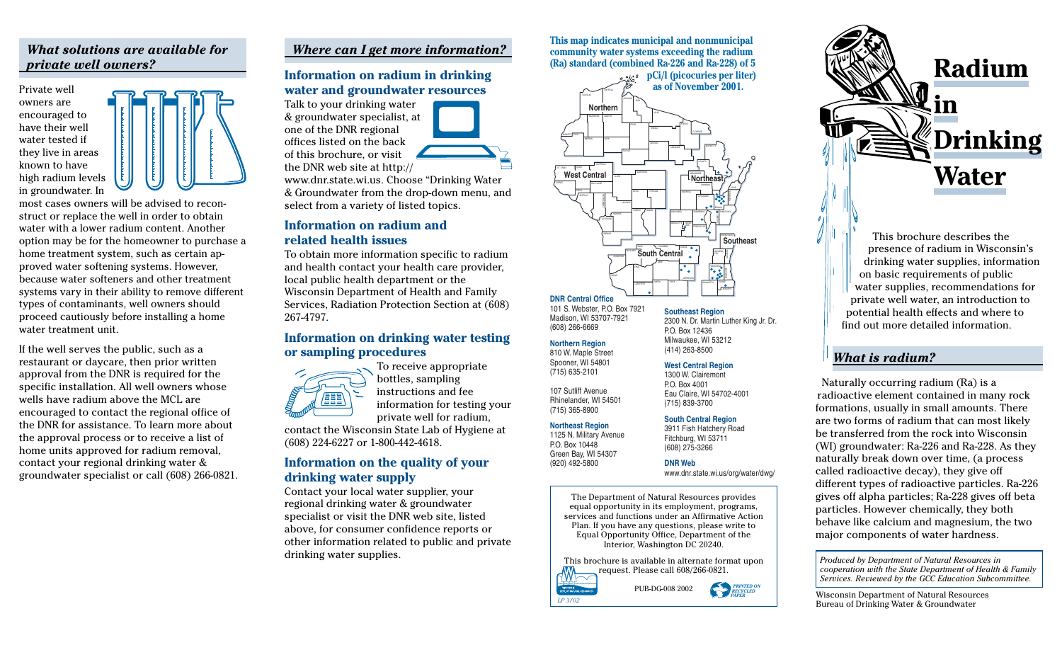## *What solutions are available for private well owners?*

Private well owners are encouraged to have their well water tested if they live in areas known to have high radium levels in groundwater. In most cases owners will be advised to reconstruct or replace the well in order to obtain water with a lower radium content. Another option may be for the homeowner to purchase a home treatment system, such as certain approved water softening systems. However, because water softeners and other treatment systems vary in their ability to remove different types of contaminants, well owners should proceed cautiously before installing a home water treatment unit.

If the well serves the public, such as a restaurant or daycare, then prior written approval from the DNR is required for the specific installation. All well owners whose wells have radium above the MCL are encouraged to contact the regional office of the DNR for assistance. To learn more about the approval process or to receive a list of home units approved for radium removal, contact your regional drinking water & groundwater specialist or call (608) 266-0821.

## *Where can I get more information?*

### Information on radium in drinking water and groundwater resources

Talk to your drinking water & groundwater specialist, at one of the DNR regional offices listed on the back of this brochure, or visit the DNR web site at http://www.dnr.state.wi.us. Choose "Drinking Water & Groundwater from the drop-down menu, and select from a variety of listed topics.

### Information on radium and related health issues

To obtain more information specific to radium and health contact your health care provider, local public health department or the Wisconsin Department of Health and Family Services, Radiation Protection Section at (608) 267-4797.

### Information on drinking water testing or sampling procedures

To receive appropriate bottles, sampling instructions and fee information for testing your private well for radium, contact the Wisconsin State Lab of Hygiene at (608) 224-6227 or 1-800-442-4618.

### Information on the quality of your drinking water supply

Contact your local water supplier, your regional drinking water & groundwater specialist or visit the DNR web site, listed above, for consumer confidence reports or other information related to public and private drinking water supplies.

**This map indicates municipal and nonmunicipal community water systems exceeding the radium (Ra) standard (combined Ra-226 and Ra-228) of 5 pCi/l (picocuries per liter) as of November 2001.**

Northern
West Central
Northeast
South Central
Southeast

**DNR Central Office**
101 S. Webster, P.O. Box 7921
Madison, WI 53707-7921
(608) 266-6669

**Northern Region**
810 W. Maple Street
Spooner, WI 54801
(715) 635-2101

107 Sutliff Avenue
Rhinelander, WI 54501
(715) 365-8900

**Northeast Region**
1125 N. Military Avenue
P.O. Box 10448
Green Bay, WI 54307
(920) 492-5800

**Southeast Region**
2300 N. Dr. Martin Luther King Jr. Dr.
P.O. Box 12436
Milwaukee, WI 53212
(414) 263-8500

**West Central Region**
1300 W. Clairemont
P.O. Box 4001
Eau Claire, WI 54702-4001
(715) 839-3700

**South Central Region**
3911 Fish Hatchery Road
Fitchburg, WI 53711
(608) 275-3266

**DNR Web**
www.dnr.state.wi.us/org/water/dwg/

The Department of Natural Resources provides equal opportunity in its employment, programs, services and functions under an Affirmative Action Plan. If you have any questions, please write to Equal Opportunity Office, Department of the Interior, Washington DC 20240.

This brochure is available in alternate format upon request. Please call 608/266-0821.

PUB-DG-008 2002

PRINTED ON RECYCLED PAPER

LP 3/02

# Radium in Drinking Water

This brochure describes the presence of radium in Wisconsin's drinking water supplies, information on basic requirements of public water supplies, recommendations for private well water, an introduction to potential health effects and where to find out more detailed information.

## *What is radium?*

Naturally occurring radium (Ra) is a radioactive element contained in many rock formations, usually in small amounts. There are two forms of radium that can most likely be transferred from the rock into Wisconsin (WI) groundwater: Ra-226 and Ra-228. As they naturally break down over time, (a process called radioactive decay), they give off different types of radioactive particles. Ra-226 gives off alpha particles; Ra-228 gives off beta particles. However chemically, they both behave like calcium and magnesium, the two major components of water hardness.

*Produced by Department of Natural Resources in cooperation with the State Department of Health & Family Services. Reviewed by the GCC Education Subcommittee.*

Wisconsin Department of Natural Resources
Bureau of Drinking Water & Groundwater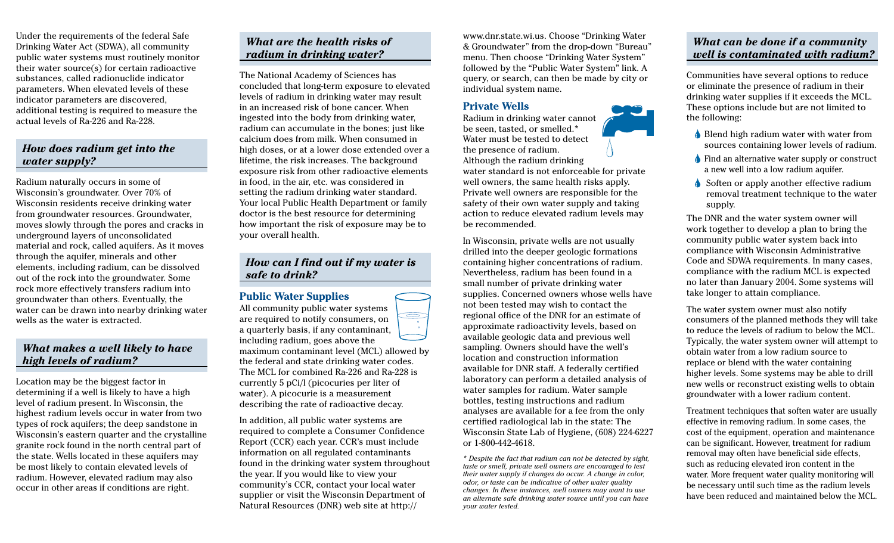Under the requirements of the federal Safe Drinking Water Act (SDWA), all community public water systems must routinely monitor their water source(s) for certain radioactive substances, called radionuclide indicator parameters. When elevated levels of these indicator parameters are discovered, additional testing is required to measure the actual levels of Ra-226 and Ra-228.

## *How does radium get into the water supply?*

Radium naturally occurs in some of Wisconsin's groundwater. Over 70% of Wisconsin residents receive drinking water from groundwater resources. Groundwater, moves slowly through the pores and cracks in underground layers of unconsolidated material and rock, called aquifers. As it moves through the aquifer, minerals and other elements, including radium, can be dissolved out of the rock into the groundwater. Some rock more effectively transfers radium into groundwater than others. Eventually, the water can be drawn into nearby drinking water wells as the water is extracted.

## *What makes a well likely to have high levels of radium?*

Location may be the biggest factor in determining if a well is likely to have a high level of radium present. In Wisconsin, the highest radium levels occur in water from two types of rock aquifers; the deep sandstone in Wisconsin's eastern quarter and the crystalline granite rock found in the north central part of the state. Wells located in these aquifers may be most likely to contain elevated levels of radium. However, elevated radium may also occur in other areas if conditions are right.

## *What are the health risks of radium in drinking water?*

The National Academy of Sciences has concluded that long-term exposure to elevated levels of radium in drinking water may result in an increased risk of bone cancer. When ingested into the body from drinking water, radium can accumulate in the bones; just like calcium does from milk. When consumed in high doses, or at a lower dose extended over a lifetime, the risk increases. The background exposure risk from other radioactive elements in food, in the air, etc. was considered in setting the radium drinking water standard. Your local Public Health Department or family doctor is the best resource for determining how important the risk of exposure may be to your overall health.

## *How can I find out if my water is safe to drink?*

### Public Water Supplies

All community public water systems are required to notify consumers, on a quarterly basis, if any contaminant, including radium, goes above the maximum contaminant level (MCL) allowed by the federal and state drinking water codes. The MCL for combined Ra-226 and Ra-228 is currently 5 pCi/l (picocuries per liter of water). A picocurie is a measurement describing the rate of radioactive decay.

In addition, all public water systems are required to complete a Consumer Confidence Report (CCR) each year. CCR's must include information on all regulated contaminants found in the drinking water system throughout the year. If you would like to view your community's CCR, contact your local water supplier or visit the Wisconsin Department of Natural Resources (DNR) web site at http://www.dnr.state.wi.us. Choose "Drinking Water & Groundwater" from the drop-down "Bureau" menu. Then choose "Drinking Water System" followed by the "Public Water System" link. A query, or search, can then be made by city or individual system name.

### Private Wells

Radium in drinking water cannot be seen, tasted, or smelled.* Water must be tested to detect the presence of radium. Although the radium drinking water standard is not enforceable for private well owners, the same health risks apply. Private well owners are responsible for the safety of their own water supply and taking action to reduce elevated radium levels may be recommended.

In Wisconsin, private wells are not usually drilled into the deeper geologic formations containing higher concentrations of radium. Nevertheless, radium has been found in a small number of private drinking water supplies. Concerned owners whose wells have not been tested may wish to contact the regional office of the DNR for an estimate of approximate radioactivity levels, based on available geologic data and previous well sampling. Owners should have the well's location and construction information available for DNR staff. A federally certified laboratory can perform a detailed analysis of water samples for radium. Water sample bottles, testing instructions and radium analyses are available for a fee from the only certified radiological lab in the state: The Wisconsin State Lab of Hygiene, (608) 224-6227 or 1-800-442-4618.

*\* Despite the fact that radium can not be detected by sight, taste or smell, private well owners are encouraged to test their water supply if changes do occur. A change in color, odor, or taste can be indicative of other water quality changes. In these instances, well owners may want to use an alternate safe drinking water source until you can have your water tested.*

## *What can be done if a community well is contaminated with radium?*

Communities have several options to reduce or eliminate the presence of radium in their drinking water supplies if it exceeds the MCL. These options include but are not limited to the following:

- Blend high radium water with water from sources containing lower levels of radium.
- Find an alternative water supply or construct a new well into a low radium aquifer.
- Soften or apply another effective radium removal treatment technique to the water supply.

The DNR and the water system owner will work together to develop a plan to bring the community public water system back into compliance with Wisconsin Administrative Code and SDWA requirements. In many cases, compliance with the radium MCL is expected no later than January 2004. Some systems will take longer to attain compliance.

The water system owner must also notify consumers of the planned methods they will take to reduce the levels of radium to below the MCL. Typically, the water system owner will attempt to obtain water from a low radium source to replace or blend with the water containing higher levels. Some systems may be able to drill new wells or reconstruct existing wells to obtain groundwater with a lower radium content.

Treatment techniques that soften water are usually effective in removing radium. In some cases, the cost of the equipment, operation and maintenance can be significant. However, treatment for radium removal may often have beneficial side effects, such as reducing elevated iron content in the water. More frequent water quality monitoring will be necessary until such time as the radium levels have been reduced and maintained below the MCL.